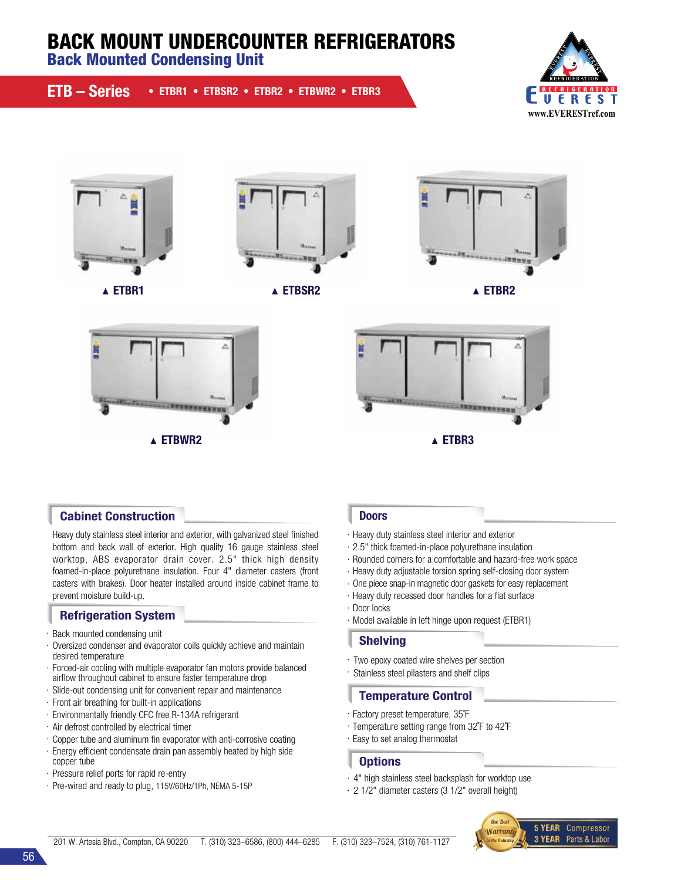# BACK MOUNT UNDERCOUNTER REFRIGERATORS

## Back Mounted Condensing Unit

**ETB – Series** • ETBR1 • ETBSR2 • ETBR2 • ETBWR2 • ETBR3

www.EVERESTref.com

▲ ETBR1

▲ ETBSR2

▲ ETBR2

▲ ETBWR2

▲ ETBR3

### Cabinet Construction

Heavy duty stainless steel interior and exterior, with galvanized steel finished bottom and back wall of exterior. High quality 16 gauge stainless steel worktop, ABS evaporator drain cover. 2.5" thick high density foamed-in-place polyurethane insulation. Four 4" diameter casters (front casters with brakes). Door heater installed around inside cabinet frame to prevent moisture build-up.

### Refrigeration System

- Back mounted condensing unit
- Oversized condenser and evaporator coils quickly achieve and maintain desired temperature
- Forced-air cooling with multiple evaporator fan motors provide balanced airflow throughout cabinet to ensure faster temperature drop
- Slide-out condensing unit for convenient repair and maintenance
- Front air breathing for built-in applications
- Environmentally friendly CFC free R-134A refrigerant
- Air defrost controlled by electrical timer
- Copper tube and aluminum fin evaporator with anti-corrosive coating
- Energy efficient condensate drain pan assembly heated by high side copper tube
- Pressure relief ports for rapid re-entry
- Pre-wired and ready to plug, 115V/60Hz/1Ph, NEMA 5-15P

### Doors

- Heavy duty stainless steel interior and exterior
- 2.5" thick foamed-in-place polyurethane insulation
- Rounded corners for a comfortable and hazard-free work space
- Heavy duty adjustable torsion spring self-closing door system
- One piece snap-in magnetic door gaskets for easy replacement
- Heavy duty recessed door handles for a flat surface
- Door locks
- Model available in left hinge upon request (ETBR1)

### Shelving

- Two epoxy coated wire shelves per section
- Stainless steel pilasters and shelf clips

### Temperature Control

- Factory preset temperature, 35˚F
- Temperature setting range from 32˚F to 42˚F
- Easy to set analog thermostat

### Options

- 4" high stainless steel backsplash for worktop use
- 2 1/2" diameter casters (3 1/2" overall height)

the Best Warranty in the Industry — 5 YEAR Compressor, 3 YEAR Parts & Labor

201 W. Artesia Blvd., Compton, CA 90220 T. (310) 323–6586, (800) 444–6285 F. (310) 323–7524, (310) 761-1127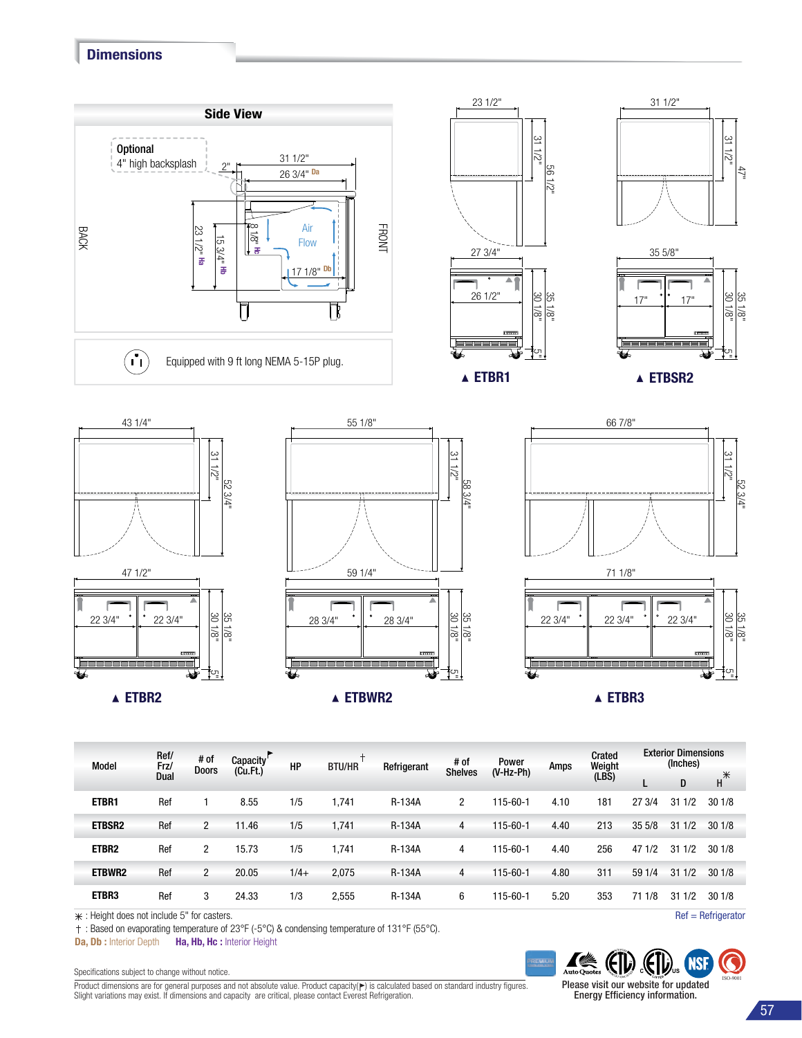## Dimensions

### Side View

Optional
4" high backsplash

2"
31 1/2"
26 3/4" Da
BACK
FRONT
23 1/2" Ha
15 3/4" Hb
8 1/8" Hc
Air Flow
17 1/8" Db

Equipped with 9 ft long NEMA 5-15P plug.

23 1/2"
31 1/2"
56 1/2"
27 3/4"
26 1/2"
30 1/8"
35 1/8"
5"
▲ ETBR1

31 1/2"
31 1/2"
47"
35 5/8"
17"
17"
30 1/8"
35 1/8"
5"
▲ ETBSR2

43 1/4"
31 1/2"
52 3/4"
47 1/2"
22 3/4"
22 3/4"
30 1/8"
35 1/8"
5"
▲ ETBR2

55 1/8"
31 1/2"
58 3/4"
59 1/4"
28 3/4"
28 3/4"
30 1/8"
35 1/8"
5"
▲ ETBWR2

66 7/8"
31 1/2"
52 3/4"
71 1/8"
22 3/4"
22 3/4"
22 3/4"
30 1/8"
35 1/8"
5"
▲ ETBR3

| Model | Ref/ Frz/ Dual | # of Doors | Capacity (Cu.Ft.) | HP | BTU/HR † | Refrigerant | # of Shelves | Power (V-Hz-Ph) | Amps | Crated Weight (LBS) | Exterior Dimensions (Inches) | | |
|---|---|---|---|---|---|---|---|---|---|---|---|---|---|
| | | | | | | | | | | | L | D | H ⁎ |
| ETBR1 | Ref | 1 | 8.55 | 1/5 | 1,741 | R-134A | 2 | 115-60-1 | 4.10 | 181 | 27 3/4 | 31 1/2 | 30 1/8 |
| ETBSR2 | Ref | 2 | 11.46 | 1/5 | 1,741 | R-134A | 4 | 115-60-1 | 4.40 | 213 | 35 5/8 | 31 1/2 | 30 1/8 |
| ETBR2 | Ref | 2 | 15.73 | 1/5 | 1,741 | R-134A | 4 | 115-60-1 | 4.40 | 256 | 47 1/2 | 31 1/2 | 30 1/8 |
| ETBWR2 | Ref | 2 | 20.05 | 1/4+ | 2,075 | R-134A | 4 | 115-60-1 | 4.80 | 311 | 59 1/4 | 31 1/2 | 30 1/8 |
| ETBR3 | Ref | 3 | 24.33 | 1/3 | 2,555 | R-134A | 6 | 115-60-1 | 5.20 | 353 | 71 1/8 | 31 1/2 | 30 1/8 |

⁎ : Height does not include 5" for casters.
† : Based on evaporating temperature of 23°F (-5°C) & condensing temperature of 131°F (55°C).
**Da, Db :** Interior Depth **Ha, Hb, Hc :** Interior Height

Ref = Refrigerator

Specifications subject to change without notice.

Product dimensions are for general purposes and not absolute value. Product capacity(▶) is calculated based on standard industry figures. Slight variations may exist. If dimensions and capacity are critical, please contact Everest Refrigeration.

Please visit our website for updated Energy Efficiency information.